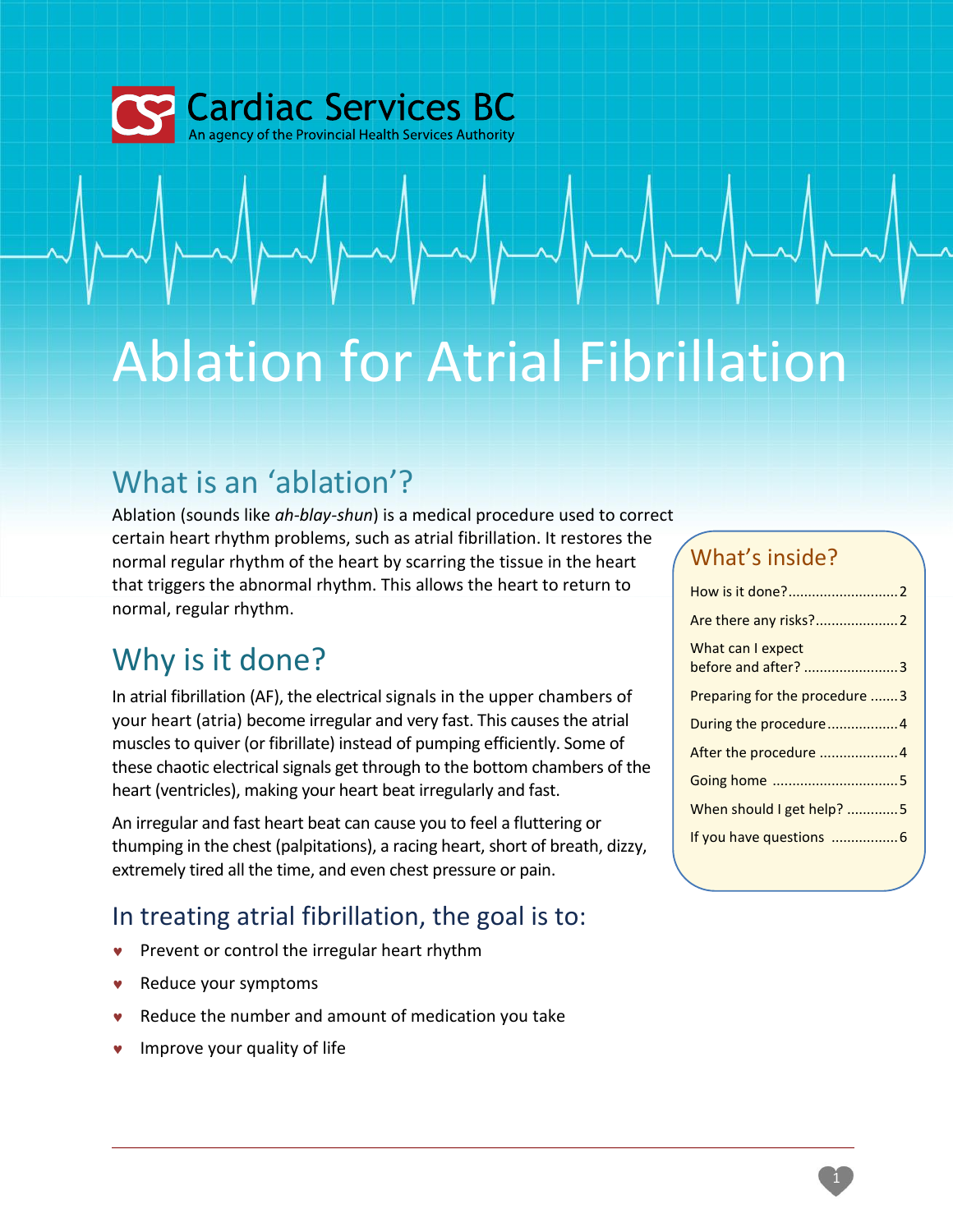Cardiac Services BC
An agency of the Provincial Health Services Authority

# Ablation for Atrial Fibrillation

## What is an 'ablation'?

Ablation (sounds like *ah-blay-shun*) is a medical procedure used to correct certain heart rhythm problems, such as atrial fibrillation. It restores the normal regular rhythm of the heart by scarring the tissue in the heart that triggers the abnormal rhythm. This allows the heart to return to normal, regular rhythm.

## Why is it done?

In atrial fibrillation (AF), the electrical signals in the upper chambers of your heart (atria) become irregular and very fast. This causes the atrial muscles to quiver (or fibrillate) instead of pumping efficiently. Some of these chaotic electrical signals get through to the bottom chambers of the heart (ventricles), making your heart beat irregularly and fast.

An irregular and fast heart beat can cause you to feel a fluttering or thumping in the chest (palpitations), a racing heart, short of breath, dizzy, extremely tired all the time, and even chest pressure or pain.

## In treating atrial fibrillation, the goal is to:

- Prevent or control the irregular heart rhythm
- Reduce your symptoms
- Reduce the number and amount of medication you take
- Improve your quality of life

### What's inside?

- How is it done? ........ 2
- Are there any risks? ........ 2
- What can I expect before and after? ........ 3
- Preparing for the procedure ........ 3
- During the procedure ........ 4
- After the procedure ........ 4
- Going home ........ 5
- When should I get help? ........ 5
- If you have questions ........ 6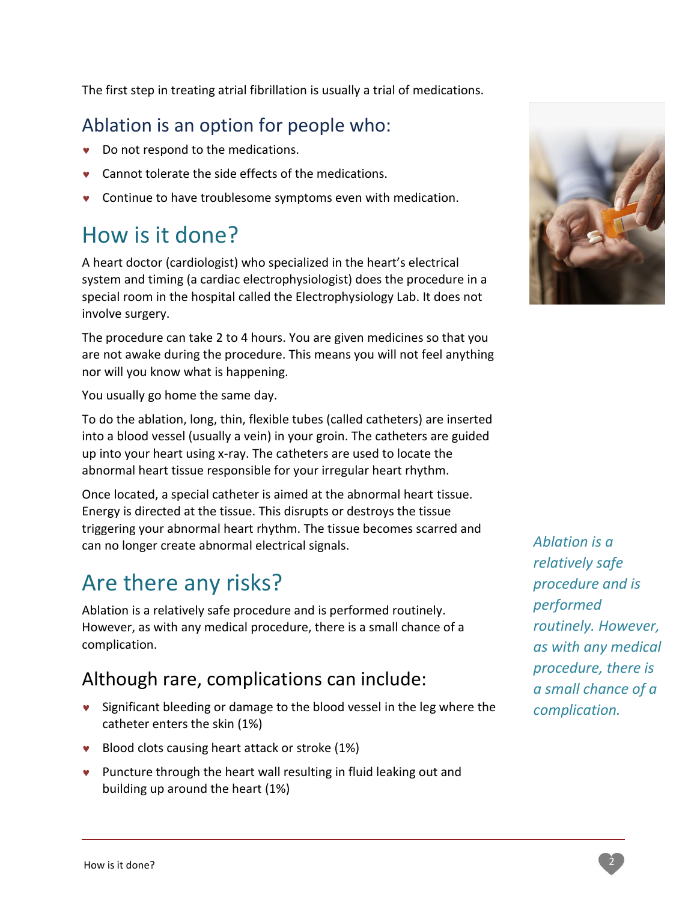The first step in treating atrial fibrillation is usually a trial of medications.

## Ablation is an option for people who:

- Do not respond to the medications.
- Cannot tolerate the side effects of the medications.
- Continue to have troublesome symptoms even with medication.

# How is it done?

A heart doctor (cardiologist) who specialized in the heart's electrical system and timing (a cardiac electrophysiologist) does the procedure in a special room in the hospital called the Electrophysiology Lab. It does not involve surgery.

The procedure can take 2 to 4 hours. You are given medicines so that you are not awake during the procedure. This means you will not feel anything nor will you know what is happening.

You usually go home the same day.

To do the ablation, long, thin, flexible tubes (called catheters) are inserted into a blood vessel (usually a vein) in your groin. The catheters are guided up into your heart using x-ray. The catheters are used to locate the abnormal heart tissue responsible for your irregular heart rhythm.

Once located, a special catheter is aimed at the abnormal heart tissue. Energy is directed at the tissue. This disrupts or destroys the tissue triggering your abnormal heart rhythm. The tissue becomes scarred and can no longer create abnormal electrical signals.

# Are there any risks?

Ablation is a relatively safe procedure and is performed routinely. However, as with any medical procedure, there is a small chance of a complication.

*Ablation is a relatively safe procedure and is performed routinely. However, as with any medical procedure, there is a small chance of a complication.*

## Although rare, complications can include:

- Significant bleeding or damage to the blood vessel in the leg where the catheter enters the skin (1%)
- Blood clots causing heart attack or stroke (1%)
- Puncture through the heart wall resulting in fluid leaking out and building up around the heart (1%)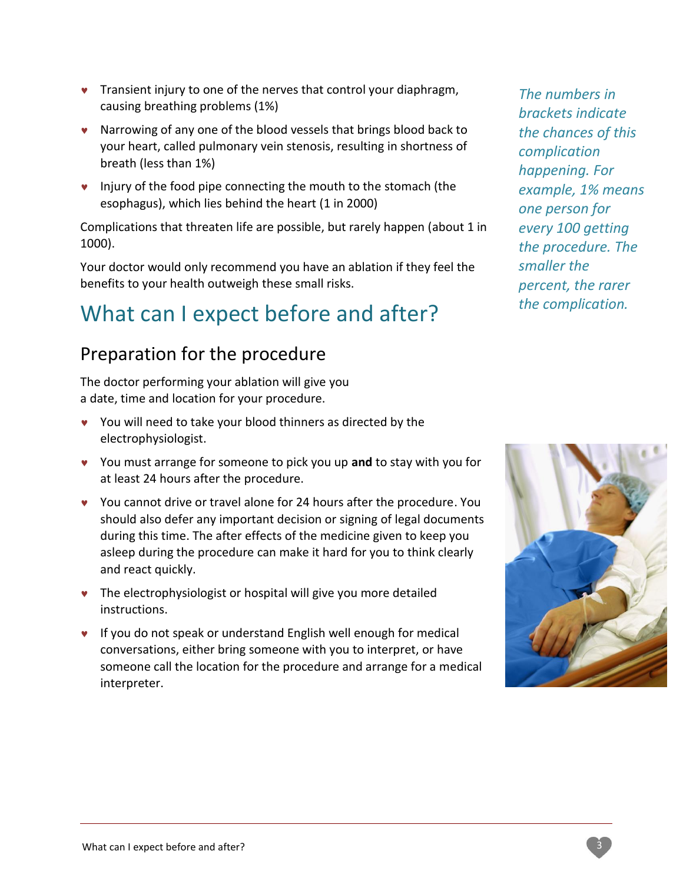- Transient injury to one of the nerves that control your diaphragm, causing breathing problems (1%)
- Narrowing of any one of the blood vessels that brings blood back to your heart, called pulmonary vein stenosis, resulting in shortness of breath (less than 1%)
- Injury of the food pipe connecting the mouth to the stomach (the esophagus), which lies behind the heart (1 in 2000)

Complications that threaten life are possible, but rarely happen (about 1 in 1000).

Your doctor would only recommend you have an ablation if they feel the benefits to your health outweigh these small risks.

*The numbers in brackets indicate the chances of this complication happening. For example, 1% means one person for every 100 getting the procedure. The smaller the percent, the rarer the complication.*

# What can I expect before and after?

## Preparation for the procedure

The doctor performing your ablation will give you a date, time and location for your procedure.

- You will need to take your blood thinners as directed by the electrophysiologist.
- You must arrange for someone to pick you up **and** to stay with you for at least 24 hours after the procedure.
- You cannot drive or travel alone for 24 hours after the procedure. You should also defer any important decision or signing of legal documents during this time. The after effects of the medicine given to keep you asleep during the procedure can make it hard for you to think clearly and react quickly.
- The electrophysiologist or hospital will give you more detailed instructions.
- If you do not speak or understand English well enough for medical conversations, either bring someone with you to interpret, or have someone call the location for the procedure and arrange for a medical interpreter.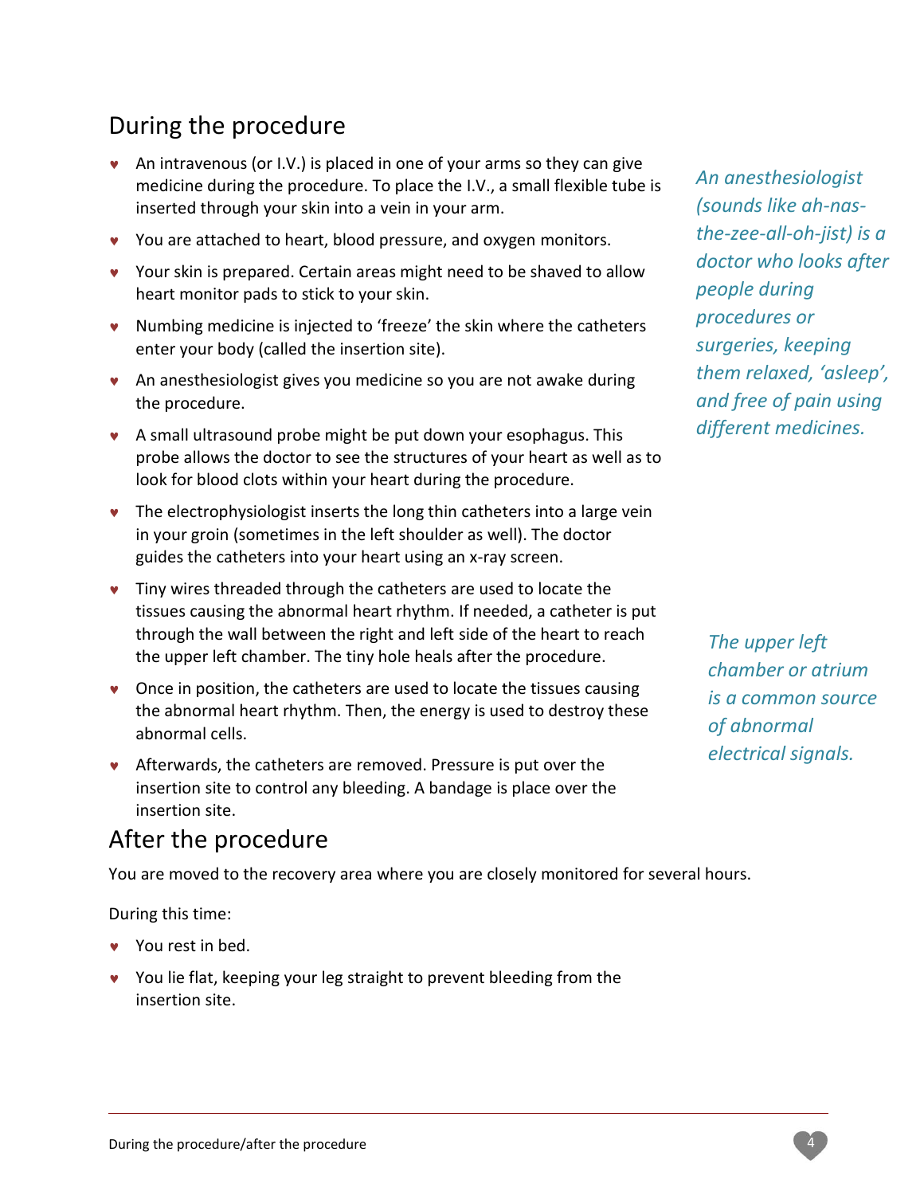## During the procedure

- An intravenous (or I.V.) is placed in one of your arms so they can give medicine during the procedure. To place the I.V., a small flexible tube is inserted through your skin into a vein in your arm.
- You are attached to heart, blood pressure, and oxygen monitors.
- Your skin is prepared. Certain areas might need to be shaved to allow heart monitor pads to stick to your skin.
- Numbing medicine is injected to 'freeze' the skin where the catheters enter your body (called the insertion site).
- An anesthesiologist gives you medicine so you are not awake during the procedure.
- A small ultrasound probe might be put down your esophagus. This probe allows the doctor to see the structures of your heart as well as to look for blood clots within your heart during the procedure.
- The electrophysiologist inserts the long thin catheters into a large vein in your groin (sometimes in the left shoulder as well). The doctor guides the catheters into your heart using an x-ray screen.
- Tiny wires threaded through the catheters are used to locate the tissues causing the abnormal heart rhythm. If needed, a catheter is put through the wall between the right and left side of the heart to reach the upper left chamber. The tiny hole heals after the procedure.
- Once in position, the catheters are used to locate the tissues causing the abnormal heart rhythm. Then, the energy is used to destroy these abnormal cells.
- Afterwards, the catheters are removed. Pressure is put over the insertion site to control any bleeding. A bandage is place over the insertion site.

*An anesthesiologist (sounds like ah-nas-the-zee-all-oh-jist) is a doctor who looks after people during procedures or surgeries, keeping them relaxed, 'asleep', and free of pain using different medicines.*

*The upper left chamber or atrium is a common source of abnormal electrical signals.*

## After the procedure

You are moved to the recovery area where you are closely monitored for several hours.

During this time:

- You rest in bed.
- You lie flat, keeping your leg straight to prevent bleeding from the insertion site.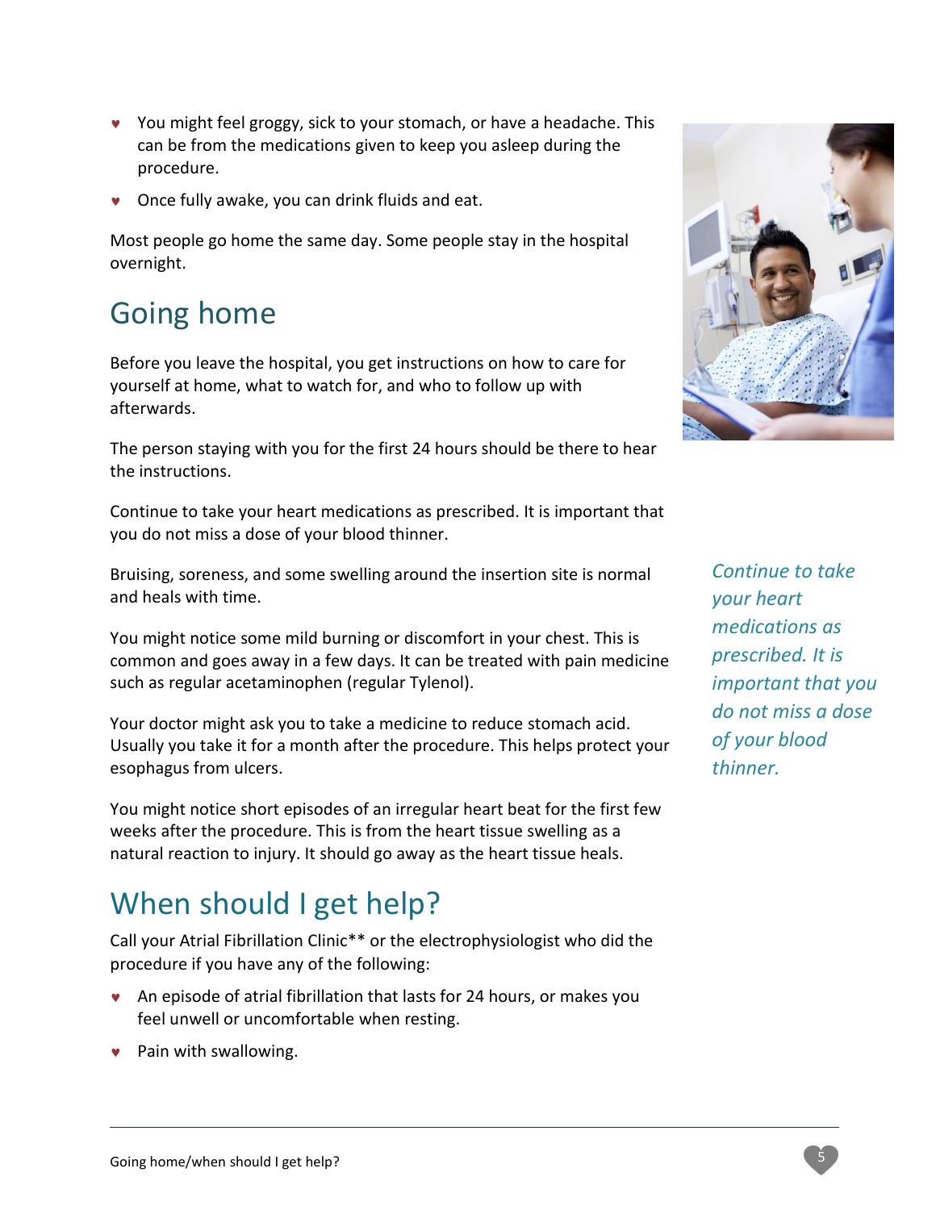- You might feel groggy, sick to your stomach, or have a headache. This can be from the medications given to keep you asleep during the procedure.
- Once fully awake, you can drink fluids and eat.

Most people go home the same day. Some people stay in the hospital overnight.

## Going home

Before you leave the hospital, you get instructions on how to care for yourself at home, what to watch for, and who to follow up with afterwards.

The person staying with you for the first 24 hours should be there to hear the instructions.

Continue to take your heart medications as prescribed. It is important that you do not miss a dose of your blood thinner.

*Continue to take your heart medications as prescribed. It is important that you do not miss a dose of your blood thinner.*

Bruising, soreness, and some swelling around the insertion site is normal and heals with time.

You might notice some mild burning or discomfort in your chest. This is common and goes away in a few days. It can be treated with pain medicine such as regular acetaminophen (regular Tylenol).

Your doctor might ask you to take a medicine to reduce stomach acid. Usually you take it for a month after the procedure. This helps protect your esophagus from ulcers.

You might notice short episodes of an irregular heart beat for the first few weeks after the procedure. This is from the heart tissue swelling as a natural reaction to injury. It should go away as the heart tissue heals.

## When should I get help?

Call your Atrial Fibrillation Clinic** or the electrophysiologist who did the procedure if you have any of the following:

- An episode of atrial fibrillation that lasts for 24 hours, or makes you feel unwell or uncomfortable when resting.
- Pain with swallowing.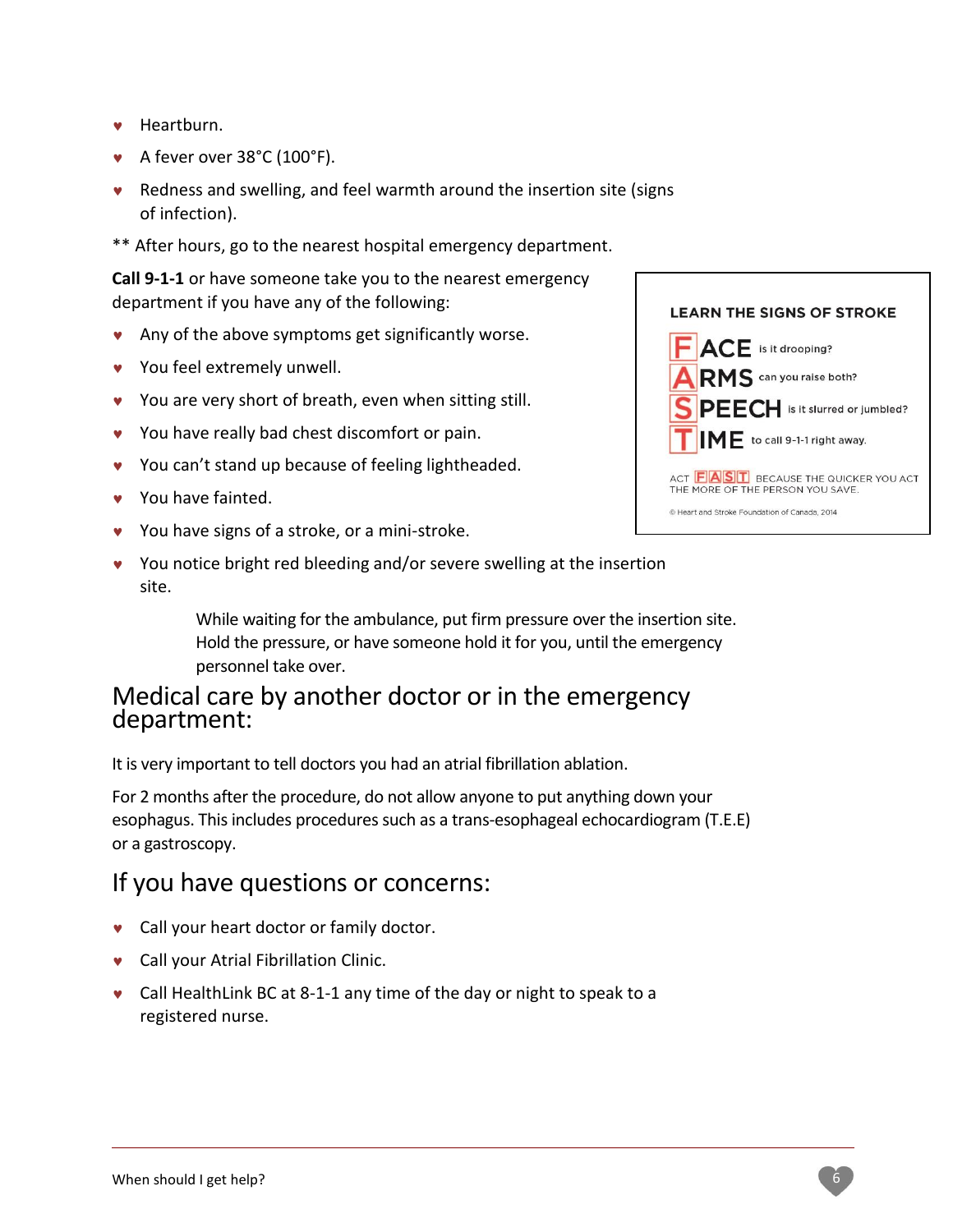- Heartburn.
- A fever over 38°C (100°F).
- Redness and swelling, and feel warmth around the insertion site (signs of infection).

** After hours, go to the nearest hospital emergency department.

**Call 9-1-1** or have someone take you to the nearest emergency department if you have any of the following:

- Any of the above symptoms get significantly worse.
- You feel extremely unwell.
- You are very short of breath, even when sitting still.
- You have really bad chest discomfort or pain.
- You can't stand up because of feeling lightheaded.
- You have fainted.
- You have signs of a stroke, or a mini-stroke.
- You notice bright red bleeding and/or severe swelling at the insertion site.

  While waiting for the ambulance, put firm pressure over the insertion site. Hold the pressure, or have someone hold it for you, until the emergency personnel take over.

**LEARN THE SIGNS OF STROKE**

**F**ACE is it drooping?
**A**RMS can you raise both?
**S**PEECH is it slurred or jumbled?
**T**IME to call 9-1-1 right away.

ACT FAST BECAUSE THE QUICKER YOU ACT THE MORE OF THE PERSON YOU SAVE.

© Heart and Stroke Foundation of Canada, 2014

## Medical care by another doctor or in the emergency department:

It is very important to tell doctors you had an atrial fibrillation ablation.

For 2 months after the procedure, do not allow anyone to put anything down your esophagus. This includes procedures such as a trans-esophageal echocardiogram (T.E.E) or a gastroscopy.

## If you have questions or concerns:

- Call your heart doctor or family doctor.
- Call your Atrial Fibrillation Clinic.
- Call HealthLink BC at 8-1-1 any time of the day or night to speak to a registered nurse.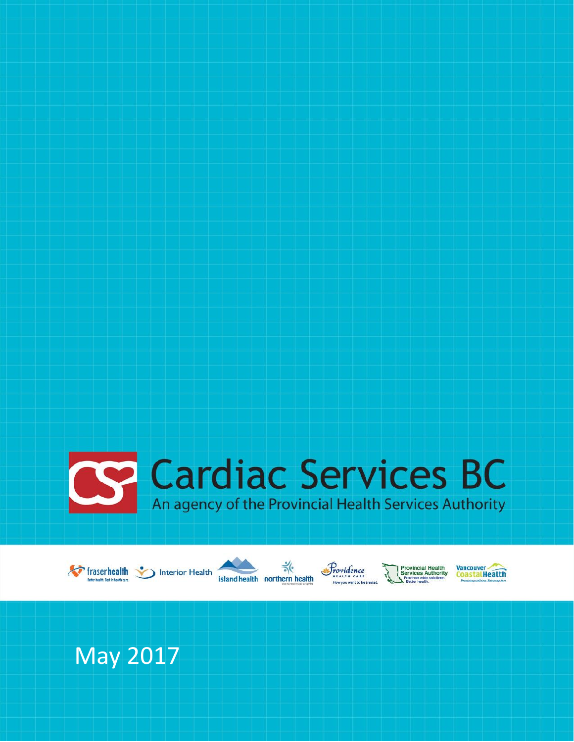# Cardiac Services BC

An agency of the Provincial Health Services Authority

fraserhealth — Better health. Best in health care.

Interior Health

island health

northern health — the northern way of caring

Providence Health Care — How you want to be treated.

Provincial Health Services Authority — Province-wide solutions. Better health.

Vancouver Coastal Health — Promoting wellness. Ensuring care.

May 2017